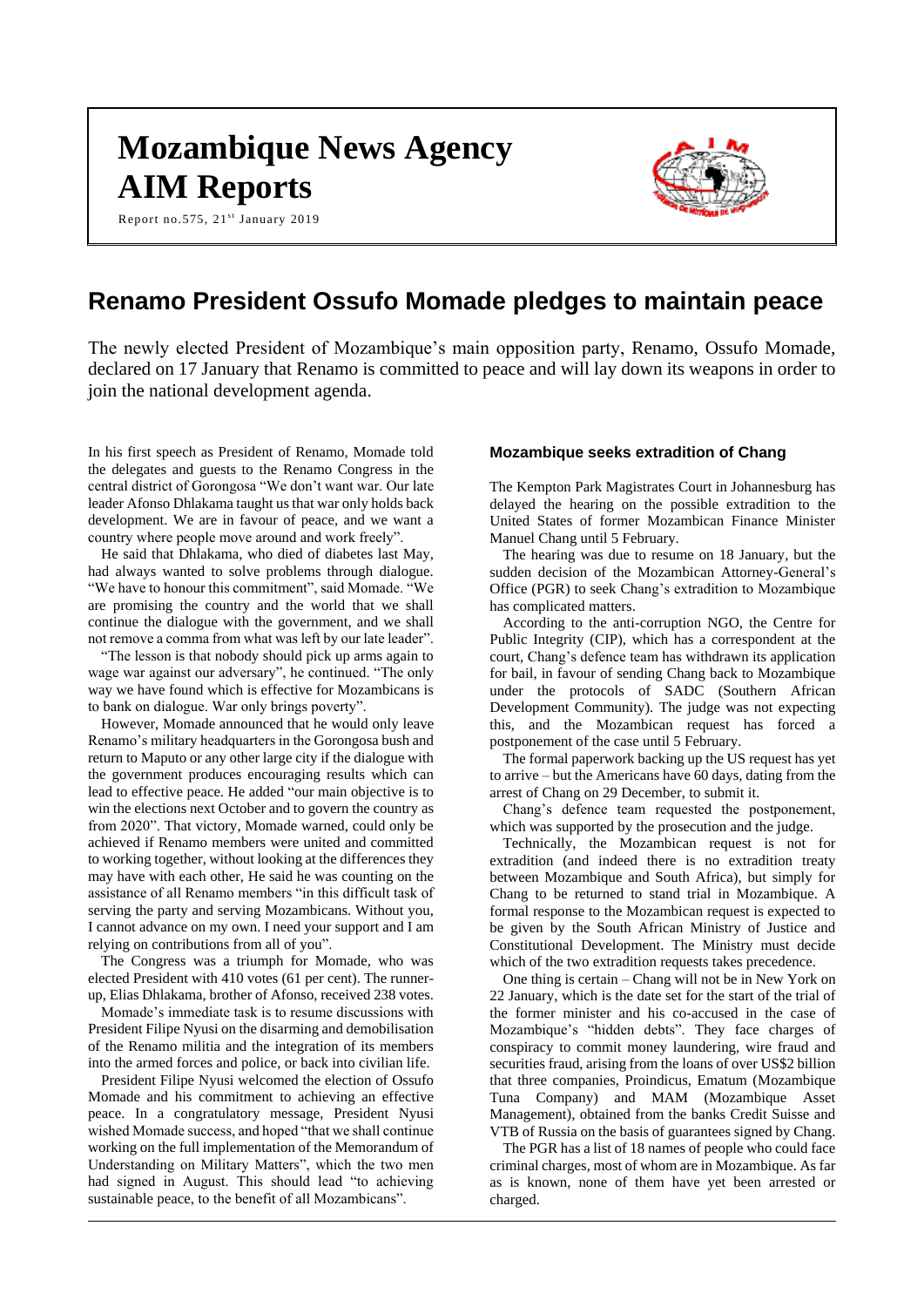# Mozambique News Agency
# AIM Reports

Report no.575, 21st January 2019

## Renamo President Ossufo Momade pledges to maintain peace

The newly elected President of Mozambique's main opposition party, Renamo, Ossufo Momade, declared on 17 January that Renamo is committed to peace and will lay down its weapons in order to join the national development agenda.

In his first speech as President of Renamo, Momade told the delegates and guests to the Renamo Congress in the central district of Gorongosa "We don't want war. Our late leader Afonso Dhlakama taught us that war only holds back development. We are in favour of peace, and we want a country where people move around and work freely".

He said that Dhlakama, who died of diabetes last May, had always wanted to solve problems through dialogue. "We have to honour this commitment", said Momade. "We are promising the country and the world that we shall continue the dialogue with the government, and we shall not remove a comma from what was left by our late leader".

"The lesson is that nobody should pick up arms again to wage war against our adversary", he continued. "The only way we have found which is effective for Mozambicans is to bank on dialogue. War only brings poverty".

However, Momade announced that he would only leave Renamo's military headquarters in the Gorongosa bush and return to Maputo or any other large city if the dialogue with the government produces encouraging results which can lead to effective peace. He added "our main objective is to win the elections next October and to govern the country as from 2020". That victory, Momade warned, could only be achieved if Renamo members were united and committed to working together, without looking at the differences they may have with each other, He said he was counting on the assistance of all Renamo members "in this difficult task of serving the party and serving Mozambicans. Without you, I cannot advance on my own. I need your support and I am relying on contributions from all of you".

The Congress was a triumph for Momade, who was elected President with 410 votes (61 per cent). The runner-up, Elias Dhlakama, brother of Afonso, received 238 votes.

Momade's immediate task is to resume discussions with President Filipe Nyusi on the disarming and demobilisation of the Renamo militia and the integration of its members into the armed forces and police, or back into civilian life.

President Filipe Nyusi welcomed the election of Ossufo Momade and his commitment to achieving an effective peace. In a congratulatory message, President Nyusi wished Momade success, and hoped "that we shall continue working on the full implementation of the Memorandum of Understanding on Military Matters", which the two men had signed in August. This should lead "to achieving sustainable peace, to the benefit of all Mozambicans".

### Mozambique seeks extradition of Chang

The Kempton Park Magistrates Court in Johannesburg has delayed the hearing on the possible extradition to the United States of former Mozambican Finance Minister Manuel Chang until 5 February.

The hearing was due to resume on 18 January, but the sudden decision of the Mozambican Attorney-General's Office (PGR) to seek Chang's extradition to Mozambique has complicated matters.

According to the anti-corruption NGO, the Centre for Public Integrity (CIP), which has a correspondent at the court, Chang's defence team has withdrawn its application for bail, in favour of sending Chang back to Mozambique under the protocols of SADC (Southern African Development Community). The judge was not expecting this, and the Mozambican request has forced a postponement of the case until 5 February.

The formal paperwork backing up the US request has yet to arrive – but the Americans have 60 days, dating from the arrest of Chang on 29 December, to submit it.

Chang's defence team requested the postponement, which was supported by the prosecution and the judge.

Technically, the Mozambican request is not for extradition (and indeed there is no extradition treaty between Mozambique and South Africa), but simply for Chang to be returned to stand trial in Mozambique. A formal response to the Mozambican request is expected to be given by the South African Ministry of Justice and Constitutional Development. The Ministry must decide which of the two extradition requests takes precedence.

One thing is certain – Chang will not be in New York on 22 January, which is the date set for the start of the trial of the former minister and his co-accused in the case of Mozambique's "hidden debts". They face charges of conspiracy to commit money laundering, wire fraud and securities fraud, arising from the loans of over US$2 billion that three companies, Proindicus, Ematum (Mozambique Tuna Company) and MAM (Mozambique Asset Management), obtained from the banks Credit Suisse and VTB of Russia on the basis of guarantees signed by Chang.

The PGR has a list of 18 names of people who could face criminal charges, most of whom are in Mozambique. As far as is known, none of them have yet been arrested or charged.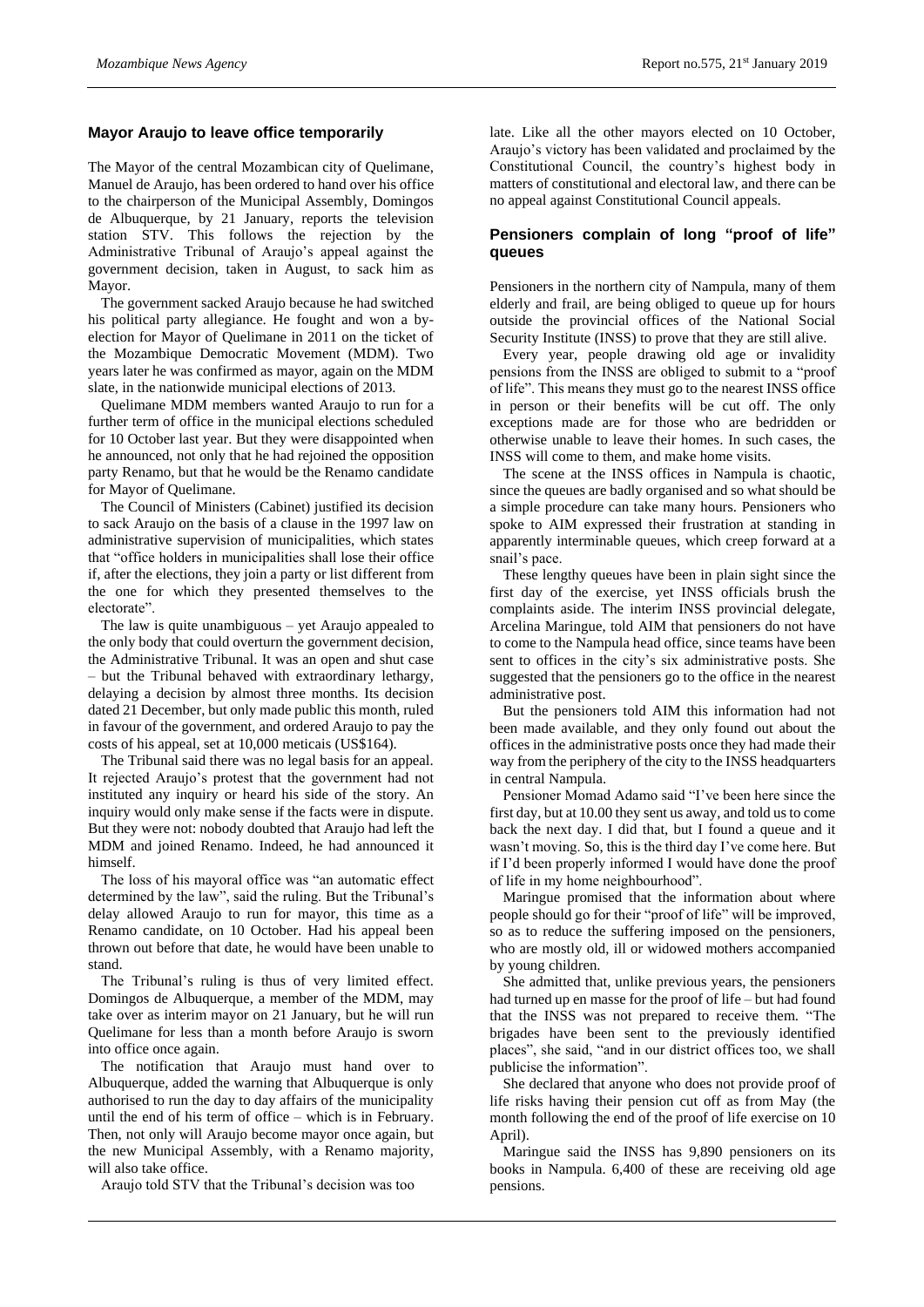## Mayor Araujo to leave office temporarily

The Mayor of the central Mozambican city of Quelimane, Manuel de Araujo, has been ordered to hand over his office to the chairperson of the Municipal Assembly, Domingos de Albuquerque, by 21 January, reports the television station STV. This follows the rejection by the Administrative Tribunal of Araujo's appeal against the government decision, taken in August, to sack him as Mayor.

The government sacked Araujo because he had switched his political party allegiance. He fought and won a by-election for Mayor of Quelimane in 2011 on the ticket of the Mozambique Democratic Movement (MDM). Two years later he was confirmed as mayor, again on the MDM slate, in the nationwide municipal elections of 2013.

Quelimane MDM members wanted Araujo to run for a further term of office in the municipal elections scheduled for 10 October last year. But they were disappointed when he announced, not only that he had rejoined the opposition party Renamo, but that he would be the Renamo candidate for Mayor of Quelimane.

The Council of Ministers (Cabinet) justified its decision to sack Araujo on the basis of a clause in the 1997 law on administrative supervision of municipalities, which states that "office holders in municipalities shall lose their office if, after the elections, they join a party or list different from the one for which they presented themselves to the electorate".

The law is quite unambiguous – yet Araujo appealed to the only body that could overturn the government decision, the Administrative Tribunal. It was an open and shut case – but the Tribunal behaved with extraordinary lethargy, delaying a decision by almost three months. Its decision dated 21 December, but only made public this month, ruled in favour of the government, and ordered Araujo to pay the costs of his appeal, set at 10,000 meticais (US$164).

The Tribunal said there was no legal basis for an appeal. It rejected Araujo's protest that the government had not instituted any inquiry or heard his side of the story. An inquiry would only make sense if the facts were in dispute. But they were not: nobody doubted that Araujo had left the MDM and joined Renamo. Indeed, he had announced it himself.

The loss of his mayoral office was "an automatic effect determined by the law", said the ruling. But the Tribunal's delay allowed Araujo to run for mayor, this time as a Renamo candidate, on 10 October. Had his appeal been thrown out before that date, he would have been unable to stand.

The Tribunal's ruling is thus of very limited effect. Domingos de Albuquerque, a member of the MDM, may take over as interim mayor on 21 January, but he will run Quelimane for less than a month before Araujo is sworn into office once again.

The notification that Araujo must hand over to Albuquerque, added the warning that Albuquerque is only authorised to run the day to day affairs of the municipality until the end of his term of office – which is in February. Then, not only will Araujo become mayor once again, but the new Municipal Assembly, with a Renamo majority, will also take office.

Araujo told STV that the Tribunal's decision was too late. Like all the other mayors elected on 10 October, Araujo's victory has been validated and proclaimed by the Constitutional Council, the country's highest body in matters of constitutional and electoral law, and there can be no appeal against Constitutional Council appeals.

## Pensioners complain of long "proof of life" queues

Pensioners in the northern city of Nampula, many of them elderly and frail, are being obliged to queue up for hours outside the provincial offices of the National Social Security Institute (INSS) to prove that they are still alive.

Every year, people drawing old age or invalidity pensions from the INSS are obliged to submit to a "proof of life". This means they must go to the nearest INSS office in person or their benefits will be cut off. The only exceptions made are for those who are bedridden or otherwise unable to leave their homes. In such cases, the INSS will come to them, and make home visits.

The scene at the INSS offices in Nampula is chaotic, since the queues are badly organised and so what should be a simple procedure can take many hours. Pensioners who spoke to AIM expressed their frustration at standing in apparently interminable queues, which creep forward at a snail's pace.

These lengthy queues have been in plain sight since the first day of the exercise, yet INSS officials brush the complaints aside. The interim INSS provincial delegate, Arcelina Maringue, told AIM that pensioners do not have to come to the Nampula head office, since teams have been sent to offices in the city's six administrative posts. She suggested that the pensioners go to the office in the nearest administrative post.

But the pensioners told AIM this information had not been made available, and they only found out about the offices in the administrative posts once they had made their way from the periphery of the city to the INSS headquarters in central Nampula.

Pensioner Momad Adamo said "I've been here since the first day, but at 10.00 they sent us away, and told us to come back the next day. I did that, but I found a queue and it wasn't moving. So, this is the third day I've come here. But if I'd been properly informed I would have done the proof of life in my home neighbourhood".

Maringue promised that the information about where people should go for their "proof of life" will be improved, so as to reduce the suffering imposed on the pensioners, who are mostly old, ill or widowed mothers accompanied by young children.

She admitted that, unlike previous years, the pensioners had turned up en masse for the proof of life – but had found that the INSS was not prepared to receive them. "The brigades have been sent to the previously identified places", she said, "and in our district offices too, we shall publicise the information".

She declared that anyone who does not provide proof of life risks having their pension cut off as from May (the month following the end of the proof of life exercise on 10 April).

Maringue said the INSS has 9,890 pensioners on its books in Nampula. 6,400 of these are receiving old age pensions.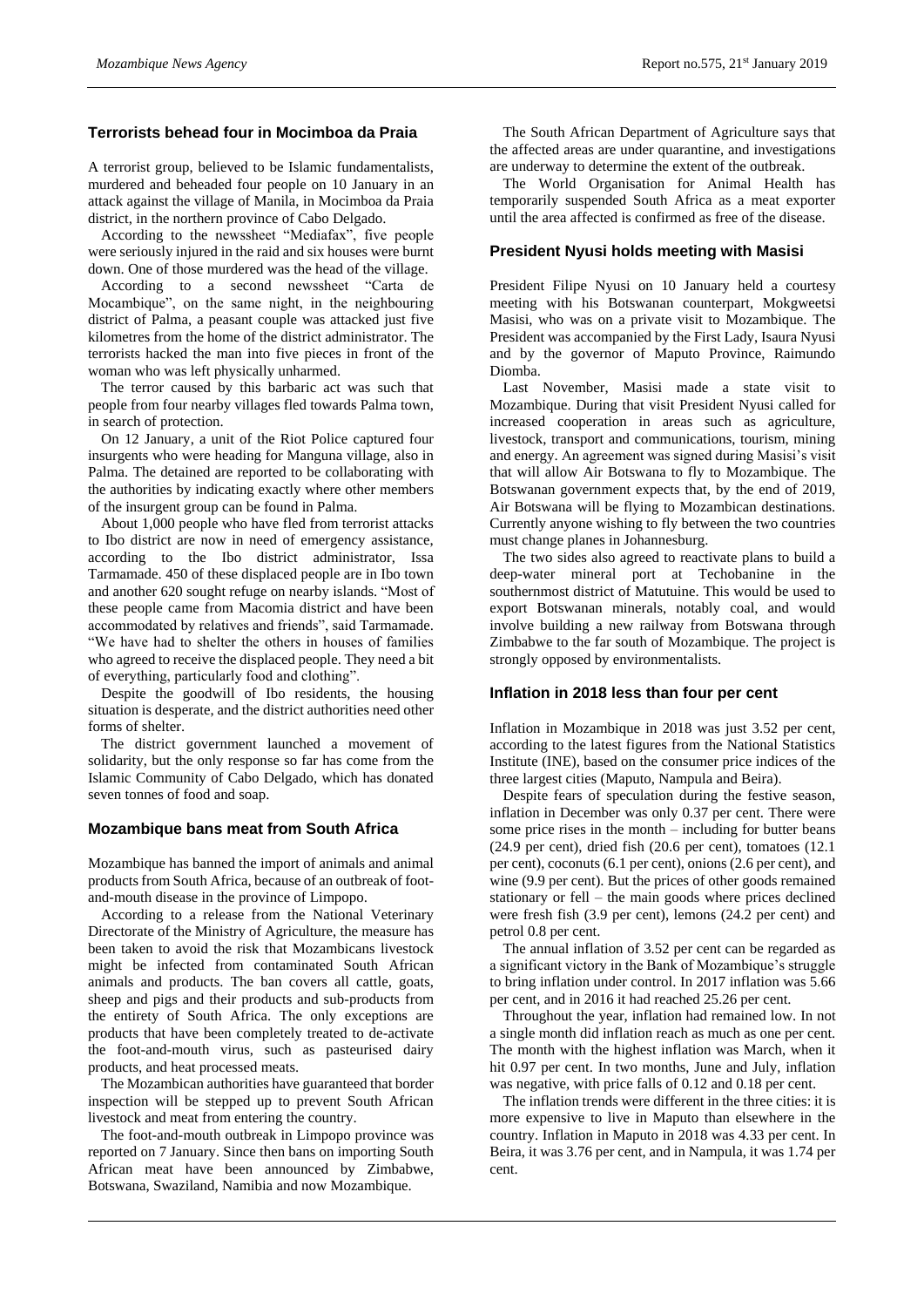## Terrorists behead four in Mocimboa da Praia

A terrorist group, believed to be Islamic fundamentalists, murdered and beheaded four people on 10 January in an attack against the village of Manila, in Mocimboa da Praia district, in the northern province of Cabo Delgado.

According to the newssheet "Mediafax", five people were seriously injured in the raid and six houses were burnt down. One of those murdered was the head of the village.

According to a second newssheet "Carta de Mocambique", on the same night, in the neighbouring district of Palma, a peasant couple was attacked just five kilometres from the home of the district administrator. The terrorists hacked the man into five pieces in front of the woman who was left physically unharmed.

The terror caused by this barbaric act was such that people from four nearby villages fled towards Palma town, in search of protection.

On 12 January, a unit of the Riot Police captured four insurgents who were heading for Manguna village, also in Palma. The detained are reported to be collaborating with the authorities by indicating exactly where other members of the insurgent group can be found in Palma.

About 1,000 people who have fled from terrorist attacks to Ibo district are now in need of emergency assistance, according to the Ibo district administrator, Issa Tarmamade. 450 of these displaced people are in Ibo town and another 620 sought refuge on nearby islands. "Most of these people came from Macomia district and have been accommodated by relatives and friends", said Tarmamade. "We have had to shelter the others in houses of families who agreed to receive the displaced people. They need a bit of everything, particularly food and clothing".

Despite the goodwill of Ibo residents, the housing situation is desperate, and the district authorities need other forms of shelter.

The district government launched a movement of solidarity, but the only response so far has come from the Islamic Community of Cabo Delgado, which has donated seven tonnes of food and soap.

## Mozambique bans meat from South Africa

Mozambique has banned the import of animals and animal products from South Africa, because of an outbreak of foot-and-mouth disease in the province of Limpopo.

According to a release from the National Veterinary Directorate of the Ministry of Agriculture, the measure has been taken to avoid the risk that Mozambicans livestock might be infected from contaminated South African animals and products. The ban covers all cattle, goats, sheep and pigs and their products and sub-products from the entirety of South Africa. The only exceptions are products that have been completely treated to de-activate the foot-and-mouth virus, such as pasteurised dairy products, and heat processed meats.

The Mozambican authorities have guaranteed that border inspection will be stepped up to prevent South African livestock and meat from entering the country.

The foot-and-mouth outbreak in Limpopo province was reported on 7 January. Since then bans on importing South African meat have been announced by Zimbabwe, Botswana, Swaziland, Namibia and now Mozambique.

The South African Department of Agriculture says that the affected areas are under quarantine, and investigations are underway to determine the extent of the outbreak.

The World Organisation for Animal Health has temporarily suspended South Africa as a meat exporter until the area affected is confirmed as free of the disease.

## President Nyusi holds meeting with Masisi

President Filipe Nyusi on 10 January held a courtesy meeting with his Botswanan counterpart, Mokgweetsi Masisi, who was on a private visit to Mozambique. The President was accompanied by the First Lady, Isaura Nyusi and by the governor of Maputo Province, Raimundo Diomba.

Last November, Masisi made a state visit to Mozambique. During that visit President Nyusi called for increased cooperation in areas such as agriculture, livestock, transport and communications, tourism, mining and energy. An agreement was signed during Masisi's visit that will allow Air Botswana to fly to Mozambique. The Botswanan government expects that, by the end of 2019, Air Botswana will be flying to Mozambican destinations. Currently anyone wishing to fly between the two countries must change planes in Johannesburg.

The two sides also agreed to reactivate plans to build a deep-water mineral port at Techobanine in the southernmost district of Matutuine. This would be used to export Botswanan minerals, notably coal, and would involve building a new railway from Botswana through Zimbabwe to the far south of Mozambique. The project is strongly opposed by environmentalists.

## Inflation in 2018 less than four per cent

Inflation in Mozambique in 2018 was just 3.52 per cent, according to the latest figures from the National Statistics Institute (INE), based on the consumer price indices of the three largest cities (Maputo, Nampula and Beira).

Despite fears of speculation during the festive season, inflation in December was only 0.37 per cent. There were some price rises in the month – including for butter beans (24.9 per cent), dried fish (20.6 per cent), tomatoes (12.1 per cent), coconuts (6.1 per cent), onions (2.6 per cent), and wine (9.9 per cent). But the prices of other goods remained stationary or fell – the main goods where prices declined were fresh fish (3.9 per cent), lemons (24.2 per cent) and petrol 0.8 per cent.

The annual inflation of 3.52 per cent can be regarded as a significant victory in the Bank of Mozambique's struggle to bring inflation under control. In 2017 inflation was 5.66 per cent, and in 2016 it had reached 25.26 per cent.

Throughout the year, inflation had remained low. In not a single month did inflation reach as much as one per cent. The month with the highest inflation was March, when it hit 0.97 per cent. In two months, June and July, inflation was negative, with price falls of 0.12 and 0.18 per cent.

The inflation trends were different in the three cities: it is more expensive to live in Maputo than elsewhere in the country. Inflation in Maputo in 2018 was 4.33 per cent. In Beira, it was 3.76 per cent, and in Nampula, it was 1.74 per cent.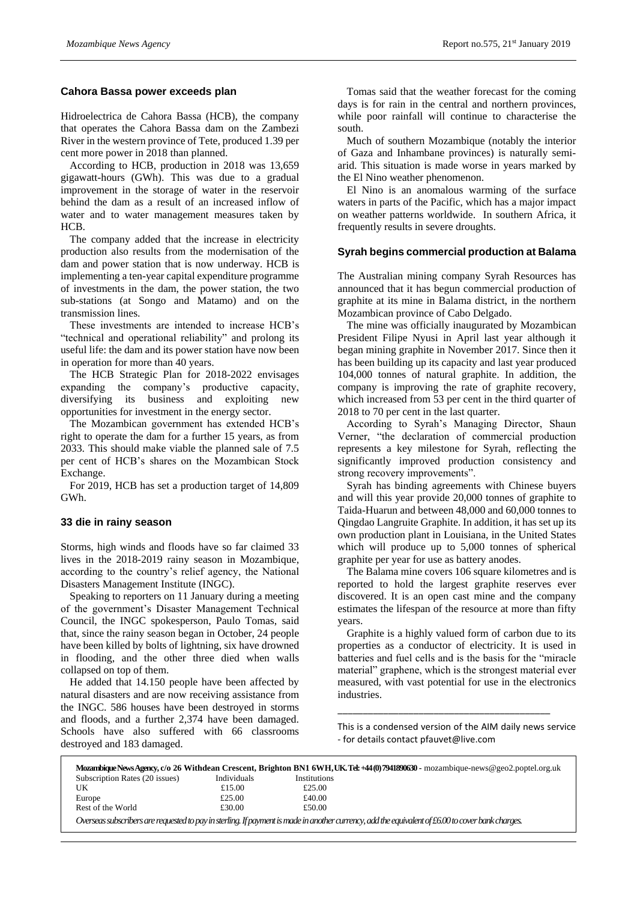## Cahora Bassa power exceeds plan

Hidroelectrica de Cahora Bassa (HCB), the company that operates the Cahora Bassa dam on the Zambezi River in the western province of Tete, produced 1.39 per cent more power in 2018 than planned.

According to HCB, production in 2018 was 13,659 gigawatt-hours (GWh). This was due to a gradual improvement in the storage of water in the reservoir behind the dam as a result of an increased inflow of water and to water management measures taken by HCB.

The company added that the increase in electricity production also results from the modernisation of the dam and power station that is now underway. HCB is implementing a ten-year capital expenditure programme of investments in the dam, the power station, the two sub-stations (at Songo and Matamo) and on the transmission lines.

These investments are intended to increase HCB's "technical and operational reliability" and prolong its useful life: the dam and its power station have now been in operation for more than 40 years.

The HCB Strategic Plan for 2018-2022 envisages expanding the company's productive capacity, diversifying its business and exploiting new opportunities for investment in the energy sector.

The Mozambican government has extended HCB's right to operate the dam for a further 15 years, as from 2033. This should make viable the planned sale of 7.5 per cent of HCB's shares on the Mozambican Stock Exchange.

For 2019, HCB has set a production target of 14,809 GWh.

## 33 die in rainy season

Storms, high winds and floods have so far claimed 33 lives in the 2018-2019 rainy season in Mozambique, according to the country's relief agency, the National Disasters Management Institute (INGC).

Speaking to reporters on 11 January during a meeting of the government's Disaster Management Technical Council, the INGC spokesperson, Paulo Tomas, said that, since the rainy season began in October, 24 people have been killed by bolts of lightning, six have drowned in flooding, and the other three died when walls collapsed on top of them.

He added that 14.150 people have been affected by natural disasters and are now receiving assistance from the INGC. 586 houses have been destroyed in storms and floods, and a further 2,374 have been damaged. Schools have also suffered with 66 classrooms destroyed and 183 damaged.

Tomas said that the weather forecast for the coming days is for rain in the central and northern provinces, while poor rainfall will continue to characterise the south.

Much of southern Mozambique (notably the interior of Gaza and Inhambane provinces) is naturally semi-arid. This situation is made worse in years marked by the El Nino weather phenomenon.

El Nino is an anomalous warming of the surface waters in parts of the Pacific, which has a major impact on weather patterns worldwide. In southern Africa, it frequently results in severe droughts.

## Syrah begins commercial production at Balama

The Australian mining company Syrah Resources has announced that it has begun commercial production of graphite at its mine in Balama district, in the northern Mozambican province of Cabo Delgado.

The mine was officially inaugurated by Mozambican President Filipe Nyusi in April last year although it began mining graphite in November 2017. Since then it has been building up its capacity and last year produced 104,000 tonnes of natural graphite. In addition, the company is improving the rate of graphite recovery, which increased from 53 per cent in the third quarter of 2018 to 70 per cent in the last quarter.

According to Syrah's Managing Director, Shaun Verner, "the declaration of commercial production represents a key milestone for Syrah, reflecting the significantly improved production consistency and strong recovery improvements".

Syrah has binding agreements with Chinese buyers and will this year provide 20,000 tonnes of graphite to Taida-Huarun and between 48,000 and 60,000 tonnes to Qingdao Langruite Graphite. In addition, it has set up its own production plant in Louisiana, in the United States which will produce up to 5,000 tonnes of spherical graphite per year for use as battery anodes.

The Balama mine covers 106 square kilometres and is reported to hold the largest graphite reserves ever discovered. It is an open cast mine and the company estimates the lifespan of the resource at more than fifty years.

Graphite is a highly valued form of carbon due to its properties as a conductor of electricity. It is used in batteries and fuel cells and is the basis for the "miracle material" graphene, which is the strongest material ever measured, with vast potential for use in the electronics industries.

---

This is a condensed version of the AIM daily news service - for details contact pfauvet@live.com

**Mozambique News Agency, c/o 26 Withdean Crescent, Brighton BN1 6WH, UK. Tel: +44 (0) 7941890630** - mozambique-news@geo2.poptel.org.uk

| Subscription Rates (20 issues) | Individuals | Institutions |
|---|---|---|
| UK | £15.00 | £25.00 |
| Europe | £25.00 | £40.00 |
| Rest of the World | £30.00 | £50.00 |

*Overseas subscribers are requested to pay in sterling. If payment is made in another currency, add the equivalent of £6.00 to cover bank charges.*